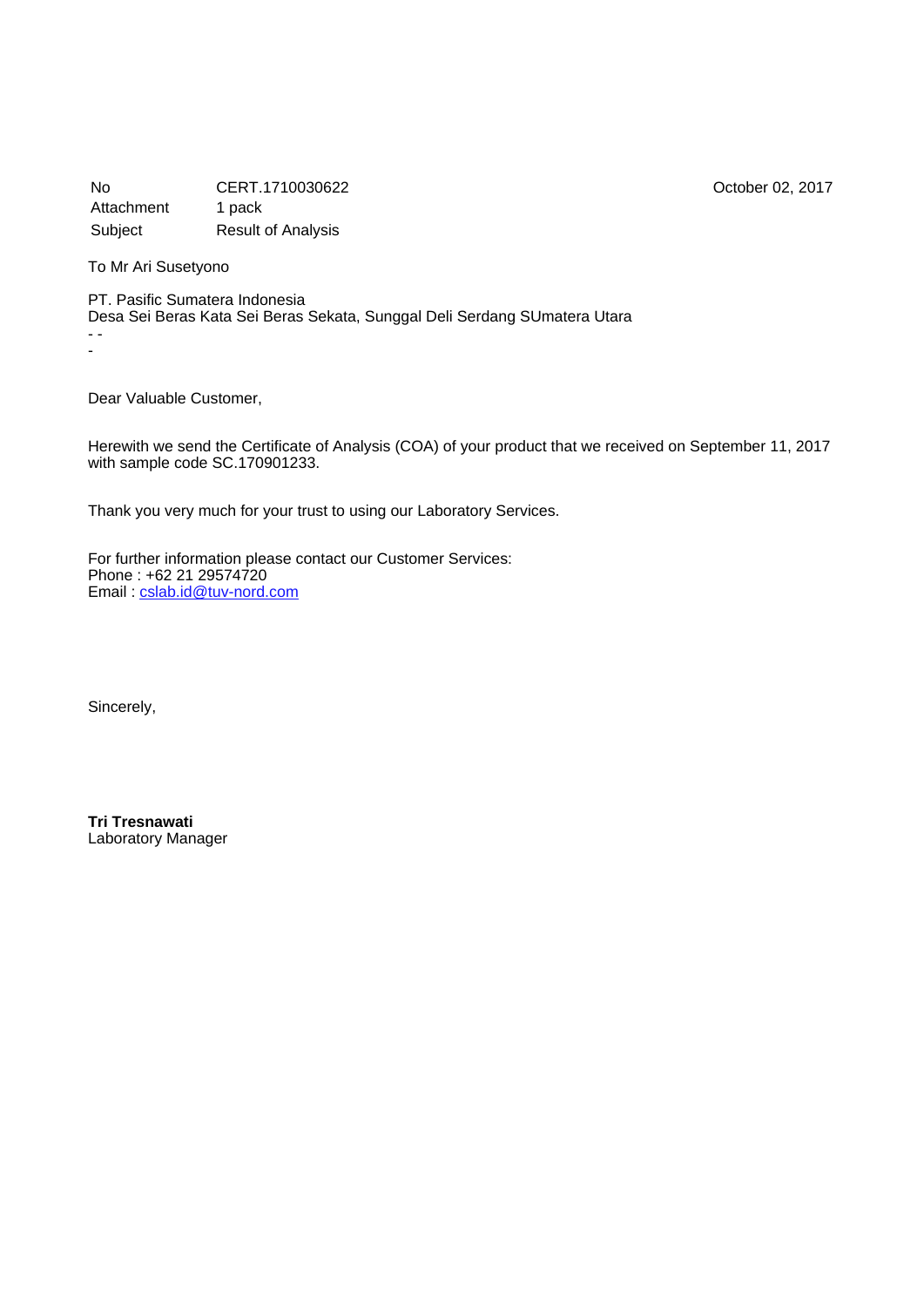| No | CERT.1710030622 | October 02, 2017 |
|---|---|---|
| Attachment | 1 pack | |
| Subject | Result of Analysis | |

To Mr Ari Susetyono

PT. Pasific Sumatera Indonesia
Desa Sei Beras Kata Sei Beras Sekata, Sunggal Deli Serdang SUmatera Utara
- -
-

Dear Valuable Customer,

Herewith we send the Certificate of Analysis (COA) of your product that we received on September 11, 2017 with sample code SC.170901233.

Thank you very much for your trust to using our Laboratory Services.

For further information please contact our Customer Services:
Phone : +62 21 29574720
Email : cslab.id@tuv-nord.com

Sincerely,

**Tri Tresnawati**
Laboratory Manager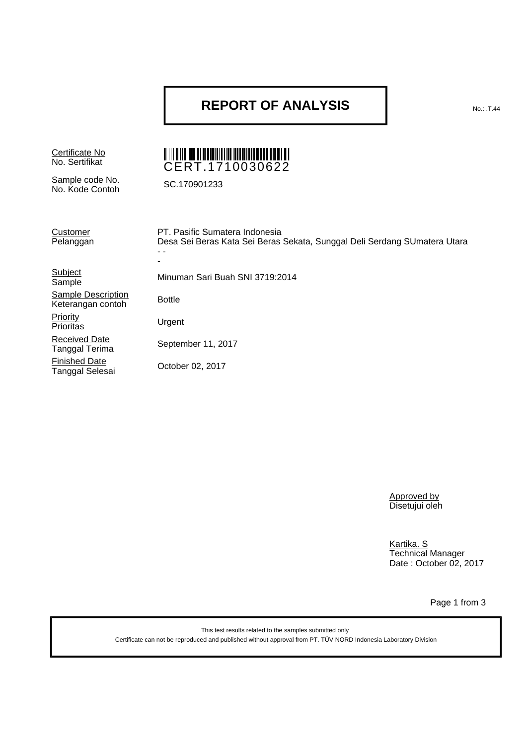# REPORT OF ANALYSIS

No.: .T.44

| | |
|---|---|
| Certificate No<br>No. Sertifikat | CERT.1710030622 |
| Sample code No.<br>No. Kode Contoh | SC.170901233 |

| | |
|---|---|
| Customer<br>Pelanggan | PT. Pasific Sumatera Indonesia<br>Desa Sei Beras Kata Sei Beras Sekata, Sunggal Deli Serdang SUmatera Utara<br>- -<br>- |
| Subject<br>Sample | Minuman Sari Buah SNI 3719:2014 |
| Sample Description<br>Keterangan contoh | Bottle |
| Priority<br>Prioritas | Urgent |
| Received Date<br>Tanggal Terima | September 11, 2017 |
| Finished Date<br>Tanggal Selesai | October 02, 2017 |

Approved by
Disetujui oleh

Kartika. S
Technical Manager
Date : October 02, 2017

This test results related to the samples submitted only

Certificate can not be reproduced and published without approval from PT. TÜV NORD Indonesia Laboratory Division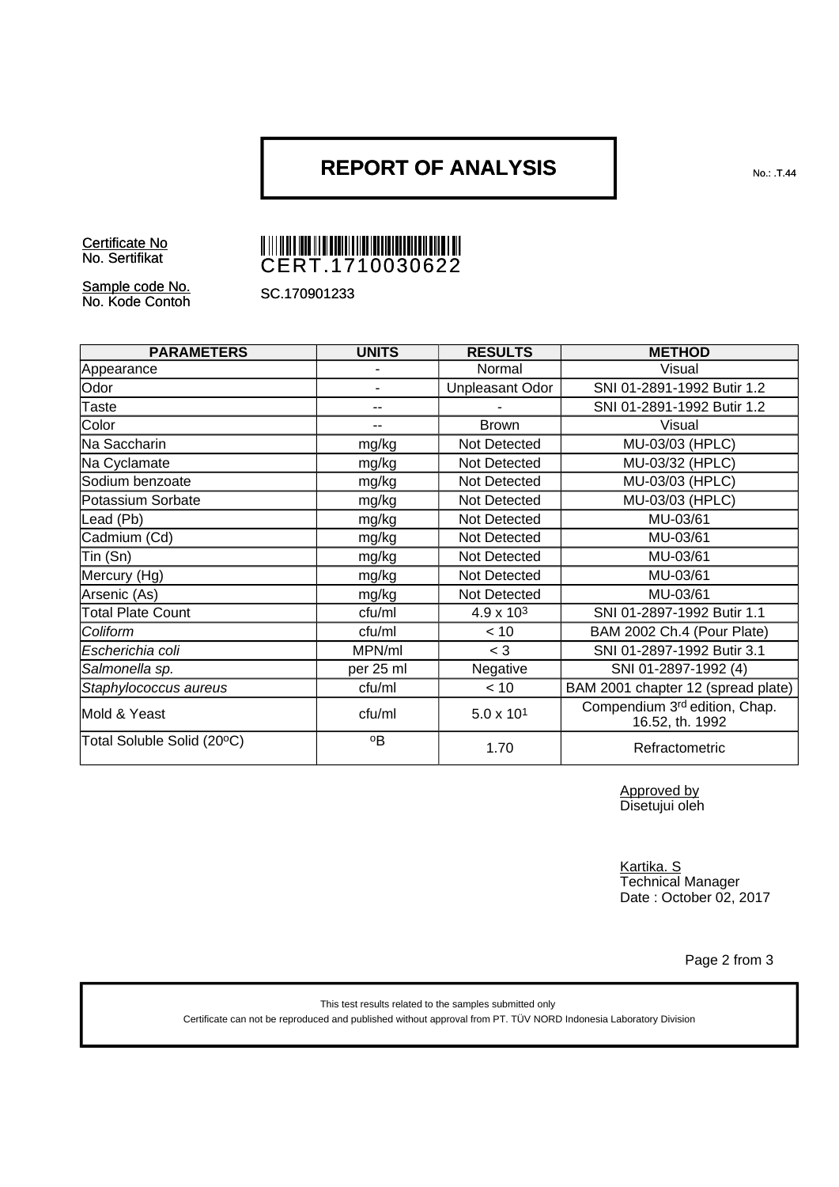# REPORT OF ANALYSIS

No.: .T.44

Certificate No
No. Sertifikat

CERT.1710030622

Sample code No.
No. Kode Contoh

SC.170901233

| PARAMETERS | UNITS | RESULTS | METHOD |
|---|---|---|---|
| Appearance | - | Normal | Visual |
| Odor | - | Unpleasant Odor | SNI 01-2891-1992 Butir 1.2 |
| Taste | -- | - | SNI 01-2891-1992 Butir 1.2 |
| Color | -- | Brown | Visual |
| Na Saccharin | mg/kg | Not Detected | MU-03/03 (HPLC) |
| Na Cyclamate | mg/kg | Not Detected | MU-03/32 (HPLC) |
| Sodium benzoate | mg/kg | Not Detected | MU-03/03 (HPLC) |
| Potassium Sorbate | mg/kg | Not Detected | MU-03/03 (HPLC) |
| Lead (Pb) | mg/kg | Not Detected | MU-03/61 |
| Cadmium (Cd) | mg/kg | Not Detected | MU-03/61 |
| Tin (Sn) | mg/kg | Not Detected | MU-03/61 |
| Mercury (Hg) | mg/kg | Not Detected | MU-03/61 |
| Arsenic (As) | mg/kg | Not Detected | MU-03/61 |
| Total Plate Count | cfu/ml | $4.9 \times 10^3$ | SNI 01-2897-1992 Butir 1.1 |
| *Coliform* | cfu/ml | < 10 | BAM 2002 Ch.4 (Pour Plate) |
| *Escherichia coli* | MPN/ml | < 3 | SNI 01-2897-1992 Butir 3.1 |
| *Salmonella sp.* | per 25 ml | Negative | SNI 01-2897-1992 (4) |
| *Staphylococcus aureus* | cfu/ml | < 10 | BAM 2001 chapter 12 (spread plate) |
| Mold & Yeast | cfu/ml | $5.0 \times 10^1$ | Compendium 3rd edition, Chap. 16.52, th. 1992 |
| Total Soluble Solid (20ºC) | ºB | 1.70 | Refractometric |

Approved by
Disetujui oleh

Kartika. S
Technical Manager
Date : October 02, 2017

This test results related to the samples submitted only
Certificate can not be reproduced and published without approval from PT. TÜV NORD Indonesia Laboratory Division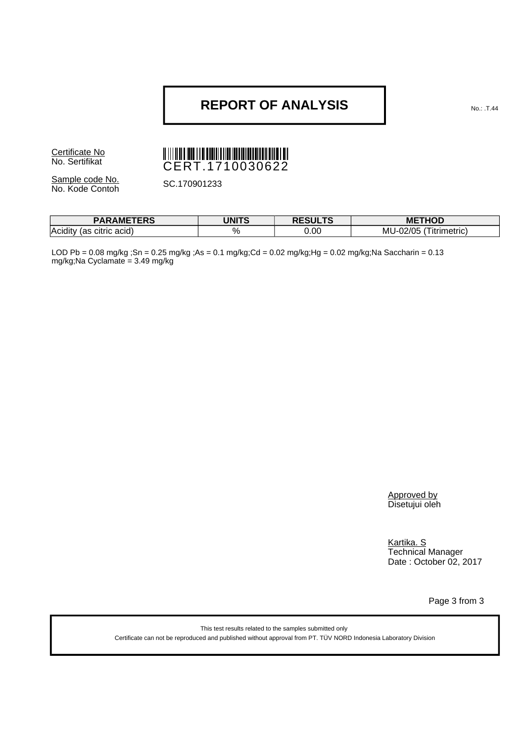# REPORT OF ANALYSIS

No.: .T.44

Certificate No
No. Sertifikat

CERT.1710030622

Sample code No.
No. Kode Contoh

SC.170901233

| PARAMETERS | UNITS | RESULTS | METHOD |
| --- | --- | --- | --- |
| Acidity (as citric acid) | % | 0.00 | MU-02/05 (Titrimetric) |

LOD Pb = 0.08 mg/kg ;Sn = 0.25 mg/kg ;As = 0.1 mg/kg;Cd = 0.02 mg/kg;Hg = 0.02 mg/kg;Na Saccharin = 0.13 mg/kg;Na Cyclamate = 3.49 mg/kg

Approved by
Disetujui oleh

Kartika. S
Technical Manager
Date : October 02, 2017

This test results related to the samples submitted only

Certificate can not be reproduced and published without approval from PT. TÜV NORD Indonesia Laboratory Division